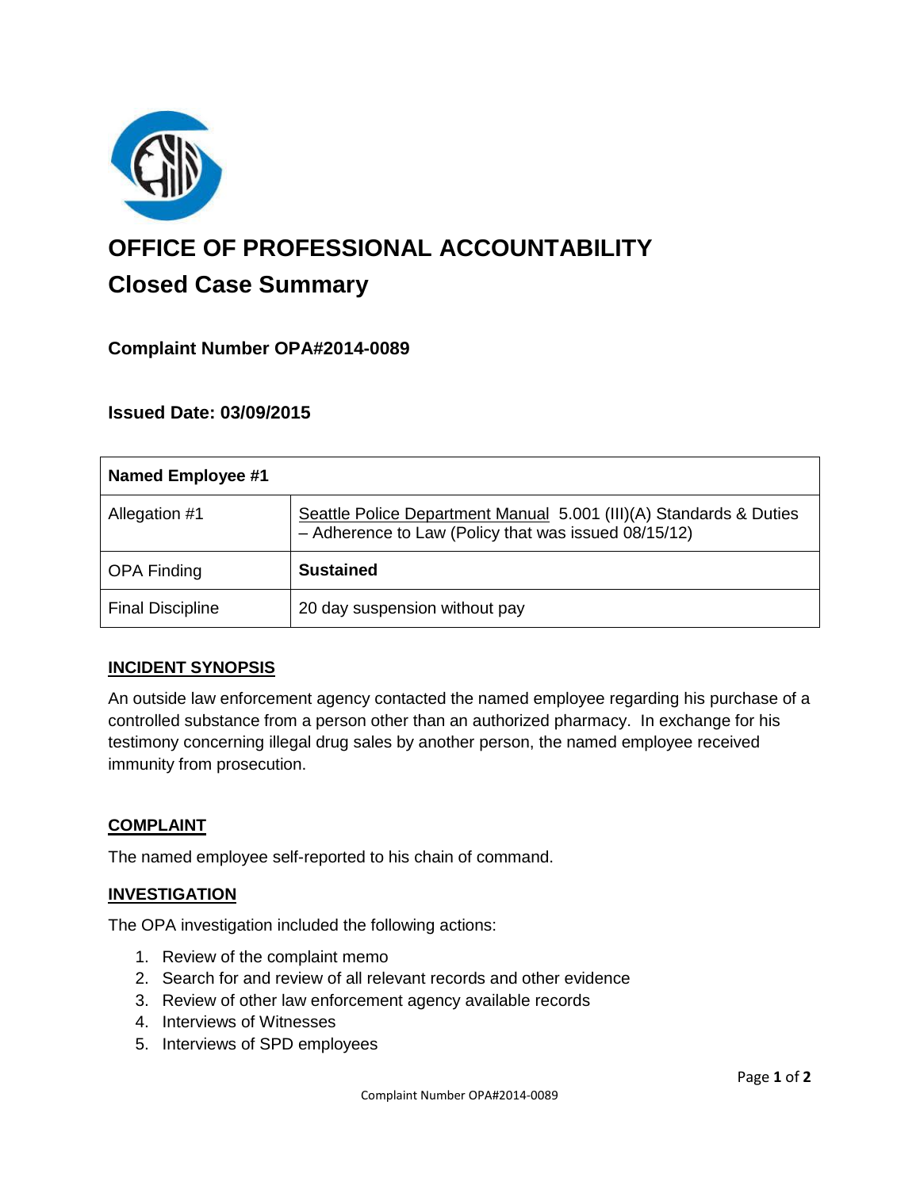# OFFICE OF PROFESSIONAL ACCOUNTABILITY

## Closed Case Summary

### Complaint Number OPA#2014-0089

### Issued Date: 03/09/2015

| Named Employee #1 | |
|---|---|
| Allegation #1 | Seattle Police Department Manual 5.001 (III)(A) Standards & Duties – Adherence to Law (Policy that was issued 08/15/12) |
| OPA Finding | **Sustained** |
| Final Discipline | 20 day suspension without pay |

**INCIDENT SYNOPSIS**

An outside law enforcement agency contacted the named employee regarding his purchase of a controlled substance from a person other than an authorized pharmacy. In exchange for his testimony concerning illegal drug sales by another person, the named employee received immunity from prosecution.

**COMPLAINT**

The named employee self-reported to his chain of command.

**INVESTIGATION**

The OPA investigation included the following actions:

1. Review of the complaint memo
2. Search for and review of all relevant records and other evidence
3. Review of other law enforcement agency available records
4. Interviews of Witnesses
5. Interviews of SPD employees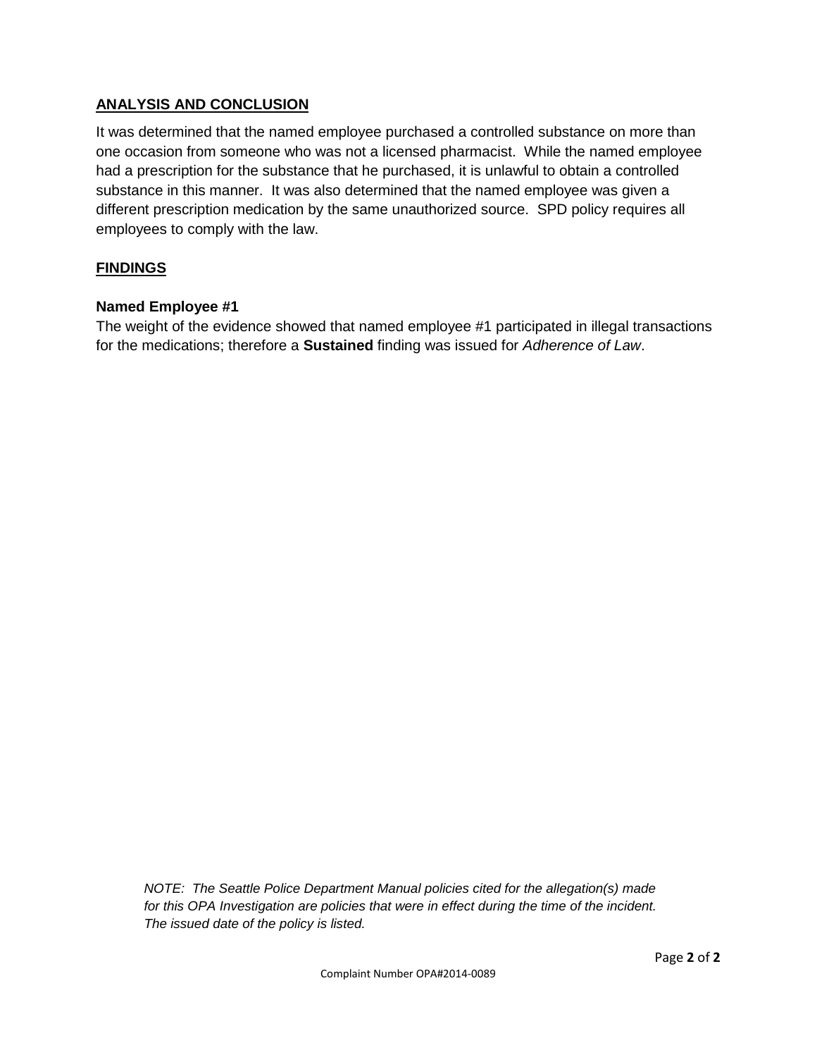## ANALYSIS AND CONCLUSION

It was determined that the named employee purchased a controlled substance on more than one occasion from someone who was not a licensed pharmacist. While the named employee had a prescription for the substance that he purchased, it is unlawful to obtain a controlled substance in this manner. It was also determined that the named employee was given a different prescription medication by the same unauthorized source. SPD policy requires all employees to comply with the law.

## FINDINGS

**Named Employee #1**

The weight of the evidence showed that named employee #1 participated in illegal transactions for the medications; therefore a **Sustained** finding was issued for *Adherence of Law*.

*NOTE: The Seattle Police Department Manual policies cited for the allegation(s) made for this OPA Investigation are policies that were in effect during the time of the incident. The issued date of the policy is listed.*

Complaint Number OPA#2014-0089